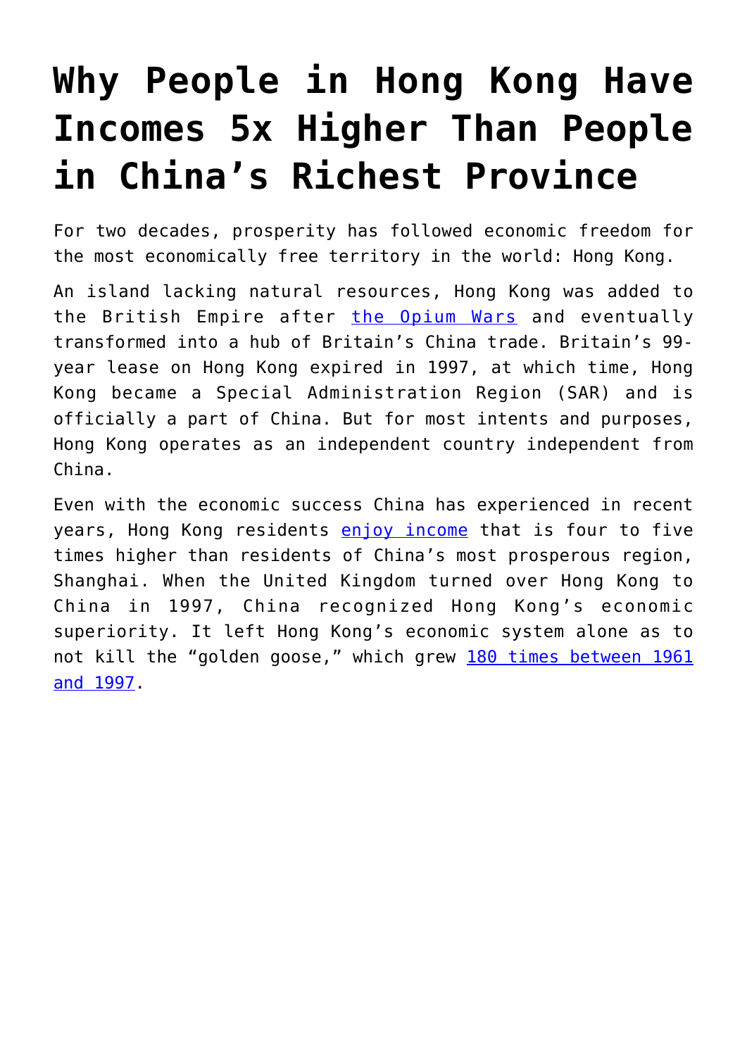# Why People in Hong Kong Have Incomes 5x Higher Than People in China's Richest Province

For two decades, prosperity has followed economic freedom for the most economically free territory in the world: Hong Kong.

An island lacking natural resources, Hong Kong was added to the British Empire after the Opium Wars and eventually transformed into a hub of Britain's China trade. Britain's 99-year lease on Hong Kong expired in 1997, at which time, Hong Kong became a Special Administration Region (SAR) and is officially a part of China. But for most intents and purposes, Hong Kong operates as an independent country independent from China.

Even with the economic success China has experienced in recent years, Hong Kong residents enjoy income that is four to five times higher than residents of China's most prosperous region, Shanghai. When the United Kingdom turned over Hong Kong to China in 1997, China recognized Hong Kong's economic superiority. It left Hong Kong's economic system alone as to not kill the "golden goose," which grew 180 times between 1961 and 1997.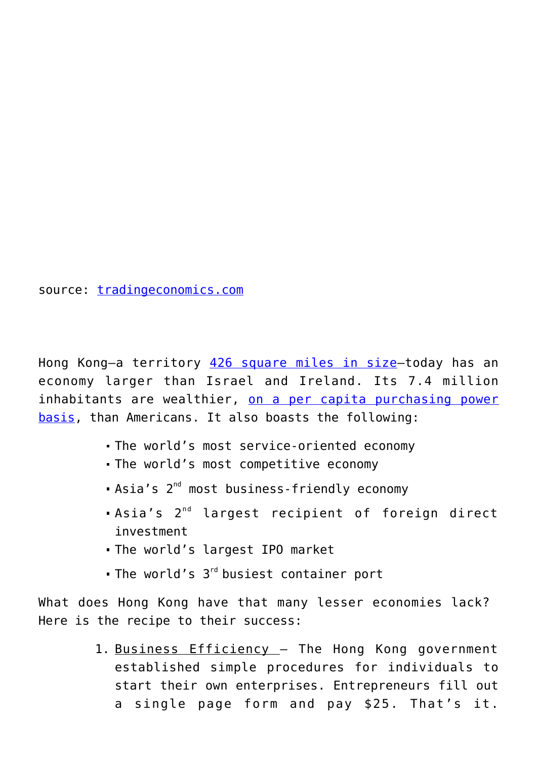source: [tradingeconomics.com](tradingeconomics.com)

Hong Kong—a territory [426 square miles in size](426 square miles in size)—today has an economy larger than Israel and Ireland. Its 7.4 million inhabitants are wealthier, [on a per capita purchasing power basis](on a per capita purchasing power basis), than Americans. It also boasts the following:

- The world's most service-oriented economy
- The world's most competitive economy
- Asia's 2nd most business-friendly economy
- Asia's 2nd largest recipient of foreign direct investment
- The world's largest IPO market
- The world's 3rd busiest container port

What does Hong Kong have that many lesser economies lack? Here is the recipe to their success:

1. <u>Business Efficiency</u> – The Hong Kong government established simple procedures for individuals to start their own enterprises. Entrepreneurs fill out a single page form and pay $25. That's it.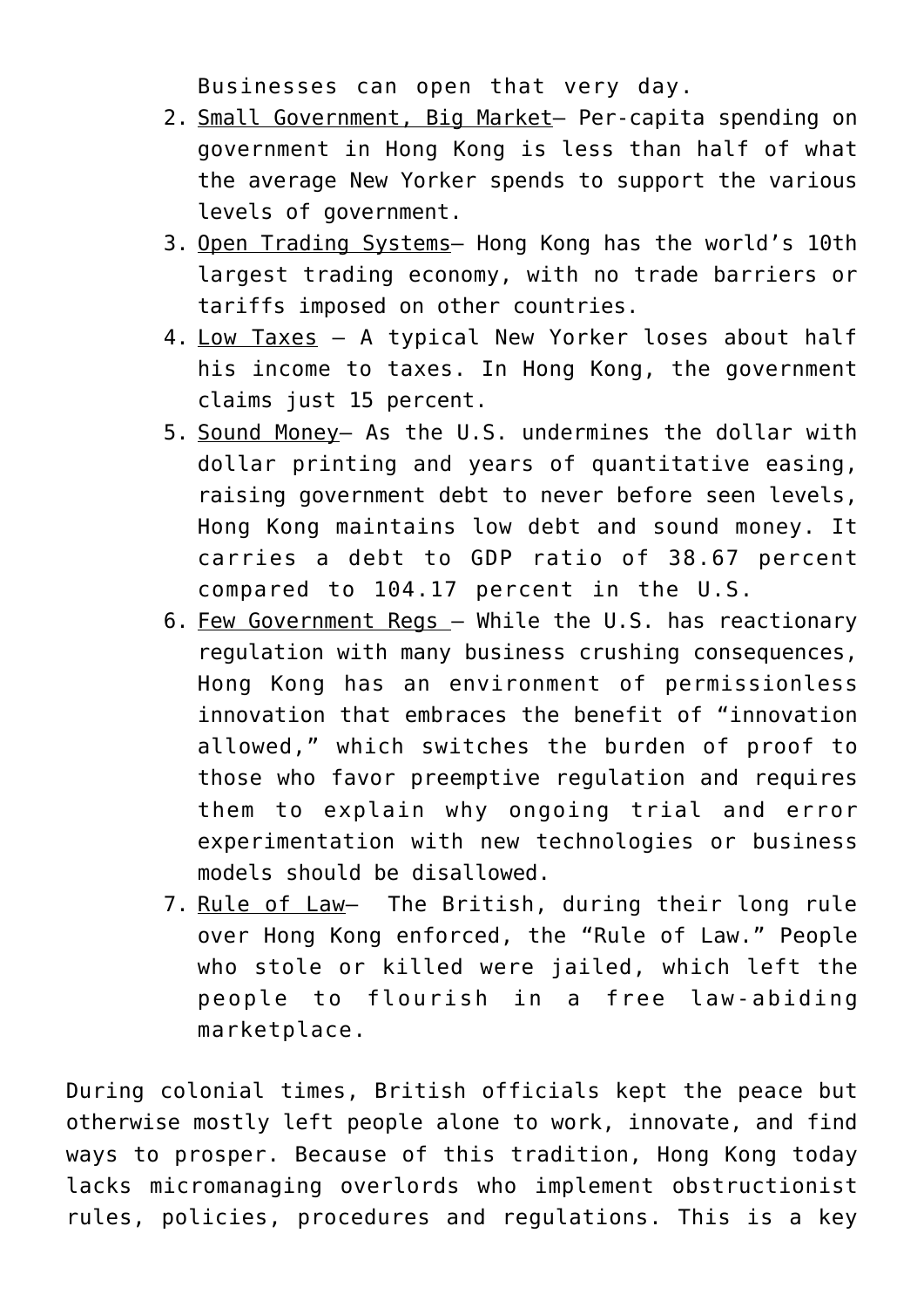Businesses can open that very day.

2. Small Government, Big Market– Per-capita spending on government in Hong Kong is less than half of what the average New Yorker spends to support the various levels of government.
3. Open Trading Systems– Hong Kong has the world's 10th largest trading economy, with no trade barriers or tariffs imposed on other countries.
4. Low Taxes – A typical New Yorker loses about half his income to taxes. In Hong Kong, the government claims just 15 percent.
5. Sound Money– As the U.S. undermines the dollar with dollar printing and years of quantitative easing, raising government debt to never before seen levels, Hong Kong maintains low debt and sound money. It carries a debt to GDP ratio of 38.67 percent compared to 104.17 percent in the U.S.
6. Few Government Regs – While the U.S. has reactionary regulation with many business crushing consequences, Hong Kong has an environment of permissionless innovation that embraces the benefit of "innovation allowed," which switches the burden of proof to those who favor preemptive regulation and requires them to explain why ongoing trial and error experimentation with new technologies or business models should be disallowed.
7. Rule of Law– The British, during their long rule over Hong Kong enforced, the "Rule of Law." People who stole or killed were jailed, which left the people to flourish in a free law-abiding marketplace.

During colonial times, British officials kept the peace but otherwise mostly left people alone to work, innovate, and find ways to prosper. Because of this tradition, Hong Kong today lacks micromanaging overlords who implement obstructionist rules, policies, procedures and regulations. This is a key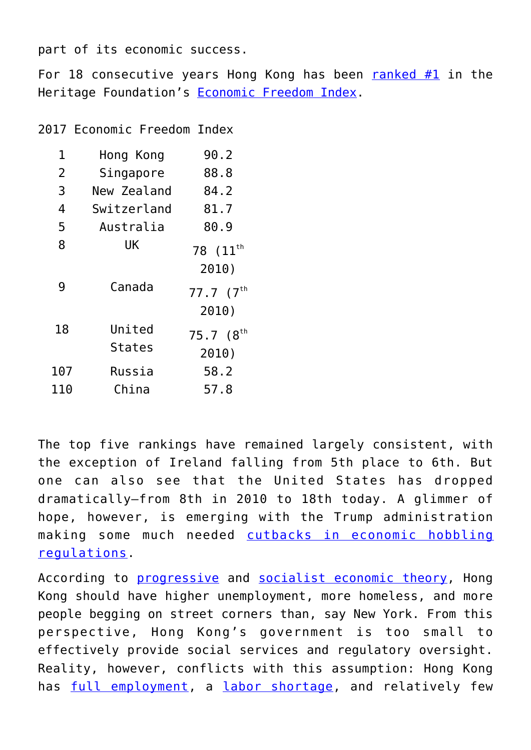part of its economic success.

For 18 consecutive years Hong Kong has been ranked #1 in the Heritage Foundation's Economic Freedom Index.

2017 Economic Freedom Index

| | | |
|---|---|---|
| 1 | Hong Kong | 90.2 |
| 2 | Singapore | 88.8 |
| 3 | New Zealand | 84.2 |
| 4 | Switzerland | 81.7 |
| 5 | Australia | 80.9 |
| 8 | UK | 78 (11th 2010) |
| 9 | Canada | 77.7 (7th 2010) |
| 18 | United States | 75.7 (8th 2010) |
| 107 | Russia | 58.2 |
| 110 | China | 57.8 |

The top five rankings have remained largely consistent, with the exception of Ireland falling from 5th place to 6th. But one can also see that the United States has dropped dramatically—from 8th in 2010 to 18th today. A glimmer of hope, however, is emerging with the Trump administration making some much needed cutbacks in economic hobbling regulations.

According to progressive and socialist economic theory, Hong Kong should have higher unemployment, more homeless, and more people begging on street corners than, say New York. From this perspective, Hong Kong's government is too small to effectively provide social services and regulatory oversight. Reality, however, conflicts with this assumption: Hong Kong has full employment, a labor shortage, and relatively few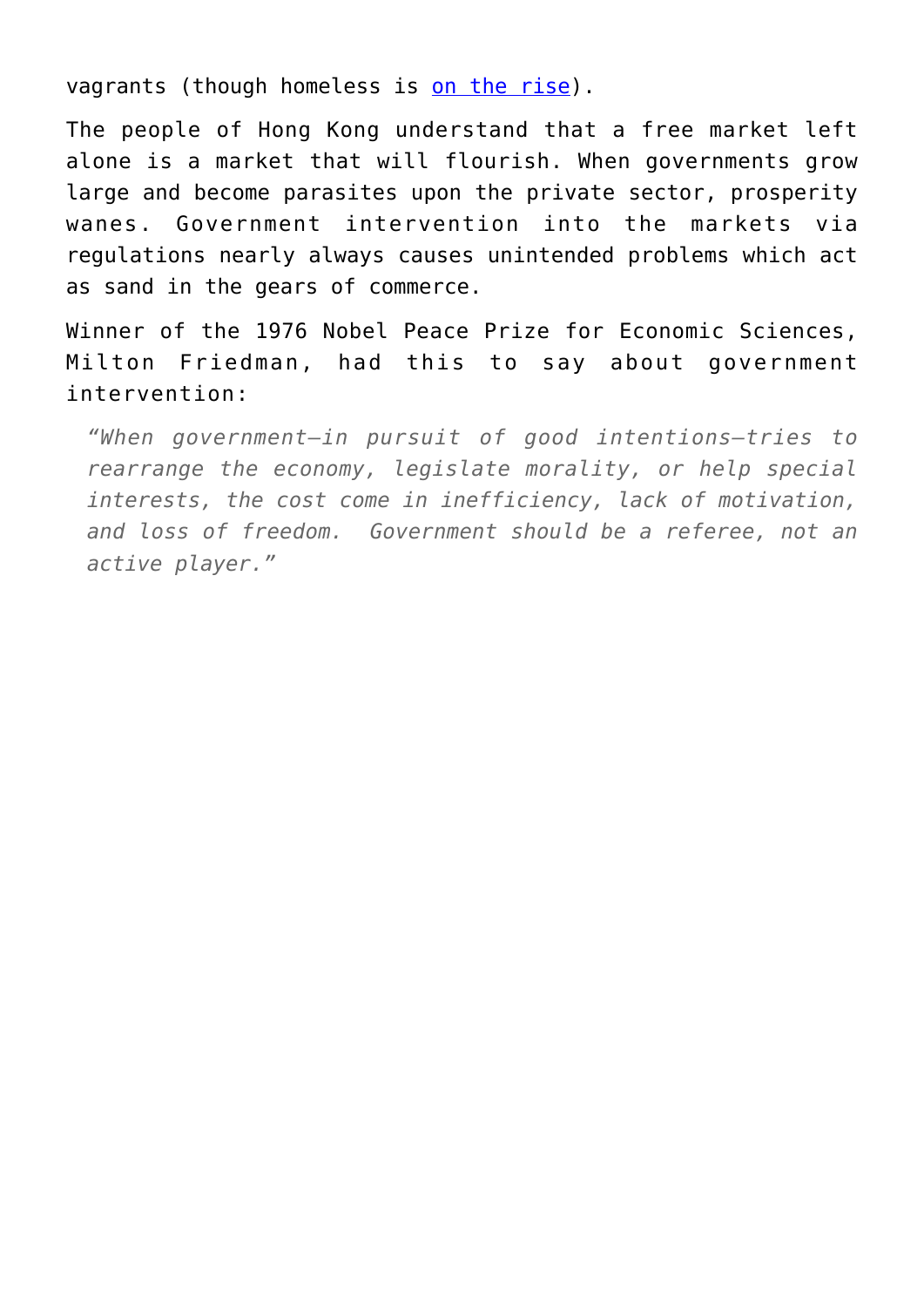vagrants (though homeless is on the rise).

The people of Hong Kong understand that a free market left alone is a market that will flourish. When governments grow large and become parasites upon the private sector, prosperity wanes. Government intervention into the markets via regulations nearly always causes unintended problems which act as sand in the gears of commerce.

Winner of the 1976 Nobel Peace Prize for Economic Sciences, Milton Friedman, had this to say about government intervention:

> *"When government—in pursuit of good intentions—tries to rearrange the economy, legislate morality, or help special interests, the cost come in inefficiency, lack of motivation, and loss of freedom. Government should be a referee, not an active player."*